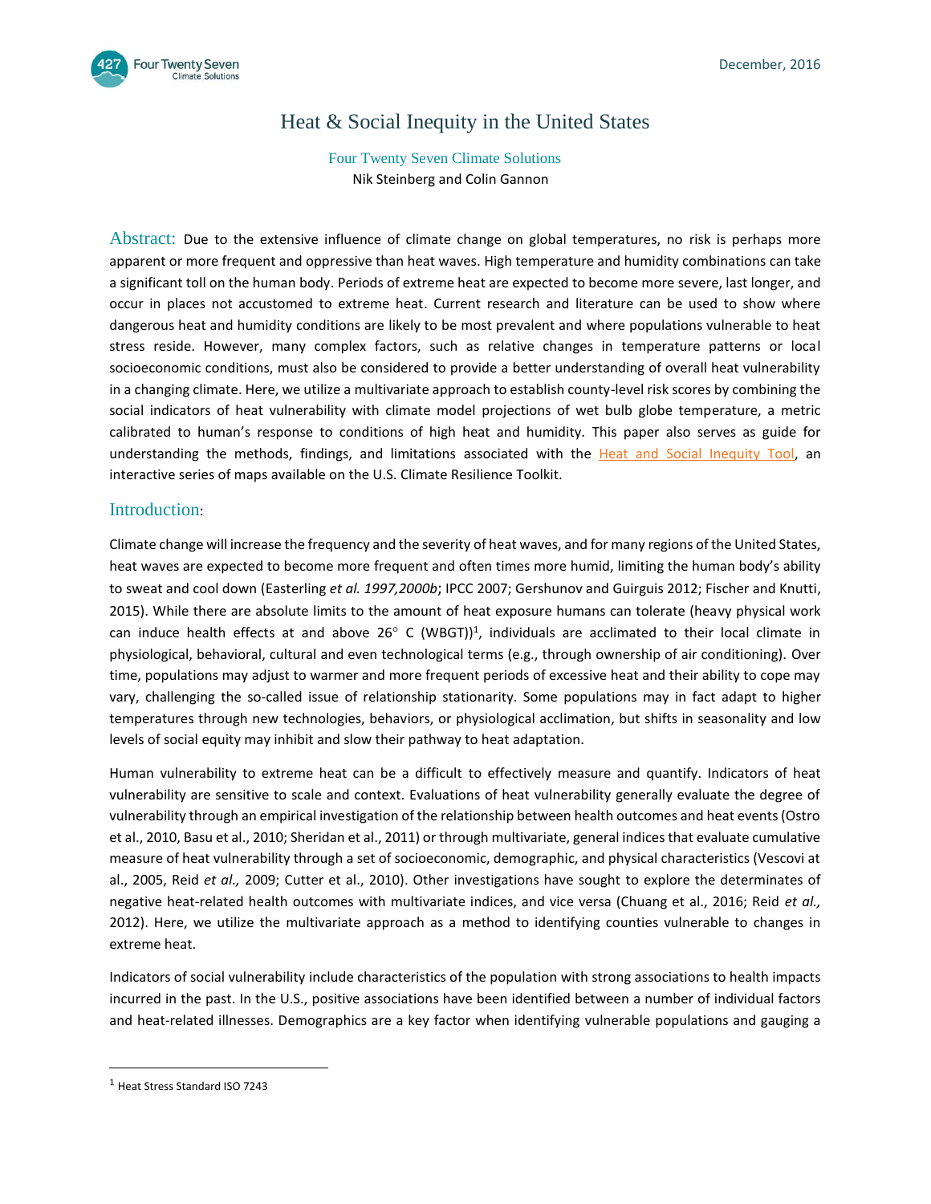December, 2016

# Heat & Social Inequity in the United States

Four Twenty Seven Climate Solutions

Nik Steinberg and Colin Gannon

**Abstract:** Due to the extensive influence of climate change on global temperatures, no risk is perhaps more apparent or more frequent and oppressive than heat waves. High temperature and humidity combinations can take a significant toll on the human body. Periods of extreme heat are expected to become more severe, last longer, and occur in places not accustomed to extreme heat. Current research and literature can be used to show where dangerous heat and humidity conditions are likely to be most prevalent and where populations vulnerable to heat stress reside. However, many complex factors, such as relative changes in temperature patterns or local socioeconomic conditions, must also be considered to provide a better understanding of overall heat vulnerability in a changing climate. Here, we utilize a multivariate approach to establish county-level risk scores by combining the social indicators of heat vulnerability with climate model projections of wet bulb globe temperature, a metric calibrated to human's response to conditions of high heat and humidity. This paper also serves as guide for understanding the methods, findings, and limitations associated with the Heat and Social Inequity Tool, an interactive series of maps available on the U.S. Climate Resilience Toolkit.

## Introduction:

Climate change will increase the frequency and the severity of heat waves, and for many regions of the United States, heat waves are expected to become more frequent and often times more humid, limiting the human body's ability to sweat and cool down (Easterling *et al. 1997,2000b*; IPCC 2007; Gershunov and Guirguis 2012; Fischer and Knutti, 2015). While there are absolute limits to the amount of heat exposure humans can tolerate (heavy physical work can induce health effects at and above 26° C (WBGT))[1], individuals are acclimated to their local climate in physiological, behavioral, cultural and even technological terms (e.g., through ownership of air conditioning). Over time, populations may adjust to warmer and more frequent periods of excessive heat and their ability to cope may vary, challenging the so-called issue of relationship stationarity. Some populations may in fact adapt to higher temperatures through new technologies, behaviors, or physiological acclimation, but shifts in seasonality and low levels of social equity may inhibit and slow their pathway to heat adaptation.

Human vulnerability to extreme heat can be a difficult to effectively measure and quantify. Indicators of heat vulnerability are sensitive to scale and context. Evaluations of heat vulnerability generally evaluate the degree of vulnerability through an empirical investigation of the relationship between health outcomes and heat events (Ostro et al., 2010, Basu et al., 2010; Sheridan et al., 2011) or through multivariate, general indices that evaluate cumulative measure of heat vulnerability through a set of socioeconomic, demographic, and physical characteristics (Vescovi at al., 2005, Reid *et al.,* 2009; Cutter et al., 2010). Other investigations have sought to explore the determinates of negative heat-related health outcomes with multivariate indices, and vice versa (Chuang et al., 2016; Reid *et al.,* 2012). Here, we utilize the multivariate approach as a method to identifying counties vulnerable to changes in extreme heat.

Indicators of social vulnerability include characteristics of the population with strong associations to health impacts incurred in the past. In the U.S., positive associations have been identified between a number of individual factors and heat-related illnesses. Demographics are a key factor when identifying vulnerable populations and gauging a

---

[1] Heat Stress Standard ISO 7243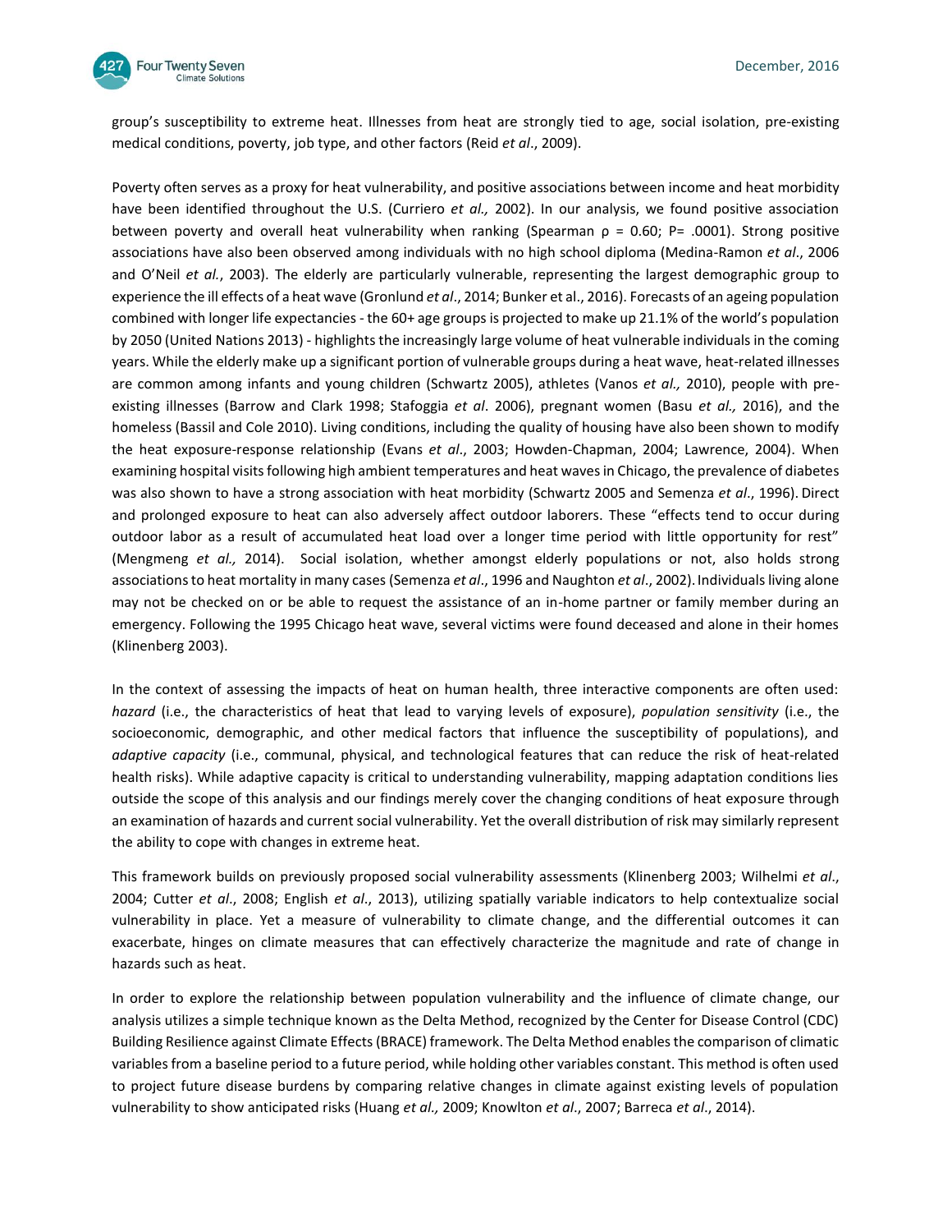group's susceptibility to extreme heat. Illnesses from heat are strongly tied to age, social isolation, pre-existing medical conditions, poverty, job type, and other factors (Reid *et al*., 2009).

Poverty often serves as a proxy for heat vulnerability, and positive associations between income and heat morbidity have been identified throughout the U.S. (Curriero *et al.,* 2002). In our analysis, we found positive association between poverty and overall heat vulnerability when ranking (Spearman $\rho = 0.60$; $P = .0001$). Strong positive associations have also been observed among individuals with no high school diploma (Medina-Ramon *et al*., 2006 and O'Neil *et al.*, 2003). The elderly are particularly vulnerable, representing the largest demographic group to experience the ill effects of a heat wave (Gronlund *et al*., 2014; Bunker et al., 2016). Forecasts of an ageing population combined with longer life expectancies - the 60+ age groups is projected to make up 21.1% of the world's population by 2050 (United Nations 2013) - highlights the increasingly large volume of heat vulnerable individuals in the coming years. While the elderly make up a significant portion of vulnerable groups during a heat wave, heat-related illnesses are common among infants and young children (Schwartz 2005), athletes (Vanos *et al.,* 2010), people with pre-existing illnesses (Barrow and Clark 1998; Stafoggia *et al*. 2006), pregnant women (Basu *et al.,* 2016), and the homeless (Bassil and Cole 2010). Living conditions, including the quality of housing have also been shown to modify the heat exposure-response relationship (Evans *et al*., 2003; Howden-Chapman, 2004; Lawrence, 2004). When examining hospital visits following high ambient temperatures and heat waves in Chicago, the prevalence of diabetes was also shown to have a strong association with heat morbidity (Schwartz 2005 and Semenza *et al*., 1996). Direct and prolonged exposure to heat can also adversely affect outdoor laborers. These "effects tend to occur during outdoor labor as a result of accumulated heat load over a longer time period with little opportunity for rest" (Mengmeng *et al.,* 2014). Social isolation, whether amongst elderly populations or not, also holds strong associations to heat mortality in many cases (Semenza *et al*., 1996 and Naughton *et al*., 2002). Individuals living alone may not be checked on or be able to request the assistance of an in-home partner or family member during an emergency. Following the 1995 Chicago heat wave, several victims were found deceased and alone in their homes (Klinenberg 2003).

In the context of assessing the impacts of heat on human health, three interactive components are often used: *hazard* (i.e., the characteristics of heat that lead to varying levels of exposure), *population sensitivity* (i.e., the socioeconomic, demographic, and other medical factors that influence the susceptibility of populations), and *adaptive capacity* (i.e., communal, physical, and technological features that can reduce the risk of heat-related health risks). While adaptive capacity is critical to understanding vulnerability, mapping adaptation conditions lies outside the scope of this analysis and our findings merely cover the changing conditions of heat exposure through an examination of hazards and current social vulnerability. Yet the overall distribution of risk may similarly represent the ability to cope with changes in extreme heat.

This framework builds on previously proposed social vulnerability assessments (Klinenberg 2003; Wilhelmi *et al*., 2004; Cutter *et al*., 2008; English *et al*., 2013), utilizing spatially variable indicators to help contextualize social vulnerability in place. Yet a measure of vulnerability to climate change, and the differential outcomes it can exacerbate, hinges on climate measures that can effectively characterize the magnitude and rate of change in hazards such as heat.

In order to explore the relationship between population vulnerability and the influence of climate change, our analysis utilizes a simple technique known as the Delta Method, recognized by the Center for Disease Control (CDC) Building Resilience against Climate Effects (BRACE) framework. The Delta Method enables the comparison of climatic variables from a baseline period to a future period, while holding other variables constant. This method is often used to project future disease burdens by comparing relative changes in climate against existing levels of population vulnerability to show anticipated risks (Huang *et al.,* 2009; Knowlton *et al*., 2007; Barreca *et al*., 2014).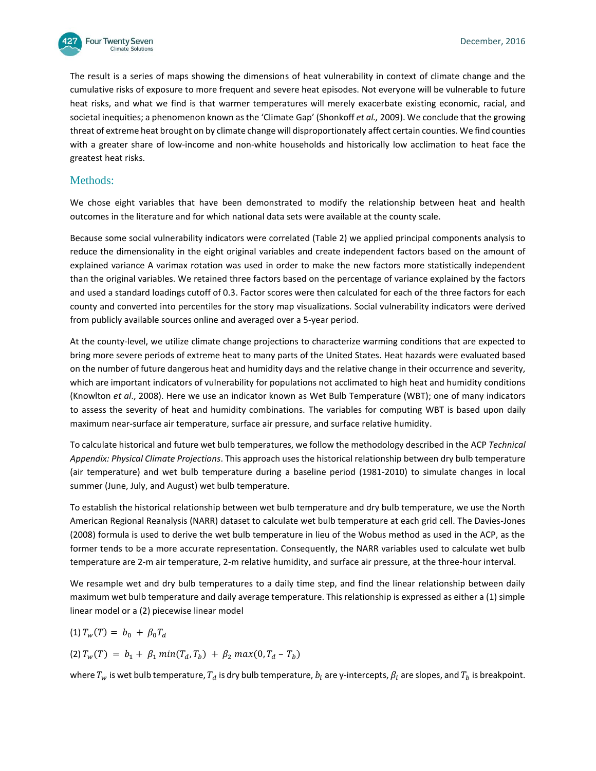The result is a series of maps showing the dimensions of heat vulnerability in context of climate change and the cumulative risks of exposure to more frequent and severe heat episodes. Not everyone will be vulnerable to future heat risks, and what we find is that warmer temperatures will merely exacerbate existing economic, racial, and societal inequities; a phenomenon known as the 'Climate Gap' (Shonkoff *et al.,* 2009). We conclude that the growing threat of extreme heat brought on by climate change will disproportionately affect certain counties. We find counties with a greater share of low-income and non-white households and historically low acclimation to heat face the greatest heat risks.

## Methods:

We chose eight variables that have been demonstrated to modify the relationship between heat and health outcomes in the literature and for which national data sets were available at the county scale.

Because some social vulnerability indicators were correlated (Table 2) we applied principal components analysis to reduce the dimensionality in the eight original variables and create independent factors based on the amount of explained variance A varimax rotation was used in order to make the new factors more statistically independent than the original variables. We retained three factors based on the percentage of variance explained by the factors and used a standard loadings cutoff of 0.3. Factor scores were then calculated for each of the three factors for each county and converted into percentiles for the story map visualizations. Social vulnerability indicators were derived from publicly available sources online and averaged over a 5-year period.

At the county-level, we utilize climate change projections to characterize warming conditions that are expected to bring more severe periods of extreme heat to many parts of the United States. Heat hazards were evaluated based on the number of future dangerous heat and humidity days and the relative change in their occurrence and severity, which are important indicators of vulnerability for populations not acclimated to high heat and humidity conditions (Knowlton *et al*., 2008). Here we use an indicator known as Wet Bulb Temperature (WBT); one of many indicators to assess the severity of heat and humidity combinations. The variables for computing WBT is based upon daily maximum near-surface air temperature, surface air pressure, and surface relative humidity.

To calculate historical and future wet bulb temperatures, we follow the methodology described in the ACP *Technical Appendix: Physical Climate Projections*. This approach uses the historical relationship between dry bulb temperature (air temperature) and wet bulb temperature during a baseline period (1981-2010) to simulate changes in local summer (June, July, and August) wet bulb temperature.

To establish the historical relationship between wet bulb temperature and dry bulb temperature, we use the North American Regional Reanalysis (NARR) dataset to calculate wet bulb temperature at each grid cell. The Davies-Jones (2008) formula is used to derive the wet bulb temperature in lieu of the Wobus method as used in the ACP, as the former tends to be a more accurate representation. Consequently, the NARR variables used to calculate wet bulb temperature are 2-m air temperature, 2-m relative humidity, and surface air pressure, at the three-hour interval.

We resample wet and dry bulb temperatures to a daily time step, and find the linear relationship between daily maximum wet bulb temperature and daily average temperature. This relationship is expressed as either a (1) simple linear model or a (2) piecewise linear model

(1) $T_w(T) = b_0 + \beta_0 T_d$

(2) $T_w(T) = b_1 + \beta_1 \, min(T_d, T_b) + \beta_2 \, max(0, T_d - T_b)$

where $T_w$ is wet bulb temperature, $T_d$ is dry bulb temperature, $b_i$ are y-intercepts, $\beta_i$ are slopes, and $T_b$ is breakpoint.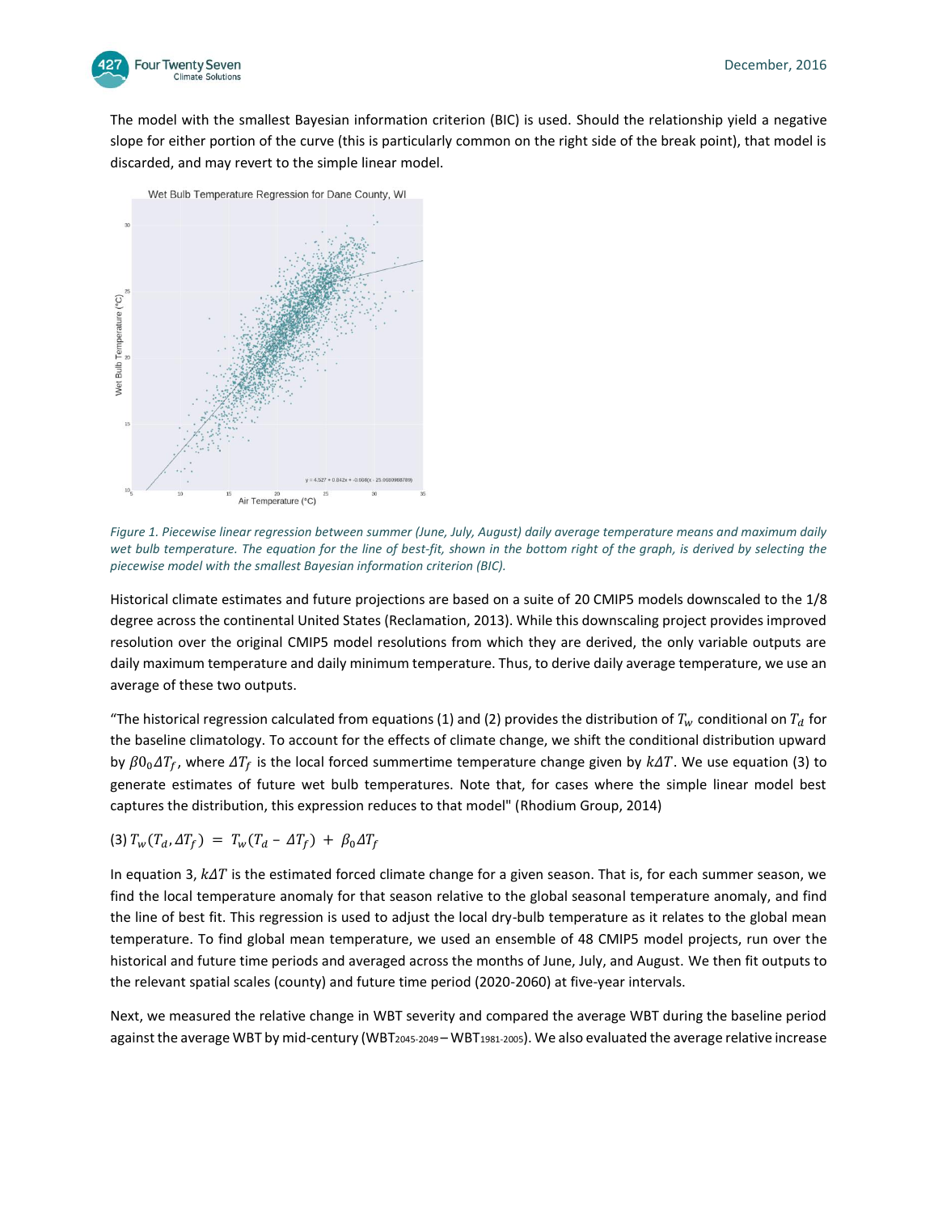The model with the smallest Bayesian information criterion (BIC) is used. Should the relationship yield a negative slope for either portion of the curve (this is particularly common on the right side of the break point), that model is discarded, and may revert to the simple linear model.

*Figure 1. Piecewise linear regression between summer (June, July, August) daily average temperature means and maximum daily wet bulb temperature. The equation for the line of best-fit, shown in the bottom right of the graph, is derived by selecting the piecewise model with the smallest Bayesian information criterion (BIC).*

Historical climate estimates and future projections are based on a suite of 20 CMIP5 models downscaled to the 1/8 degree across the continental United States (Reclamation, 2013). While this downscaling project provides improved resolution over the original CMIP5 model resolutions from which they are derived, the only variable outputs are daily maximum temperature and daily minimum temperature. Thus, to derive daily average temperature, we use an average of these two outputs.

"The historical regression calculated from equations (1) and (2) provides the distribution of $T_w$ conditional on $T_d$ for the baseline climatology. To account for the effects of climate change, we shift the conditional distribution upward by $\beta 0_0 \Delta T_f$, where $\Delta T_f$ is the local forced summertime temperature change given by $k\Delta T$. We use equation (3) to generate estimates of future wet bulb temperatures. Note that, for cases where the simple linear model best captures the distribution, this expression reduces to that model" (Rhodium Group, 2014)

(3) $T_w(T_d, \Delta T_f) = T_w(T_d - \Delta T_f) + \beta_0 \Delta T_f$

In equation 3, $k\Delta T$ is the estimated forced climate change for a given season. That is, for each summer season, we find the local temperature anomaly for that season relative to the global seasonal temperature anomaly, and find the line of best fit. This regression is used to adjust the local dry-bulb temperature as it relates to the global mean temperature. To find global mean temperature, we used an ensemble of 48 CMIP5 model projects, run over the historical and future time periods and averaged across the months of June, July, and August. We then fit outputs to the relevant spatial scales (county) and future time period (2020-2060) at five-year intervals.

Next, we measured the relative change in WBT severity and compared the average WBT during the baseline period against the average WBT by mid-century ($WBT_{2045\text{-}2049} - WBT_{1981\text{-}2005}$). We also evaluated the average relative increase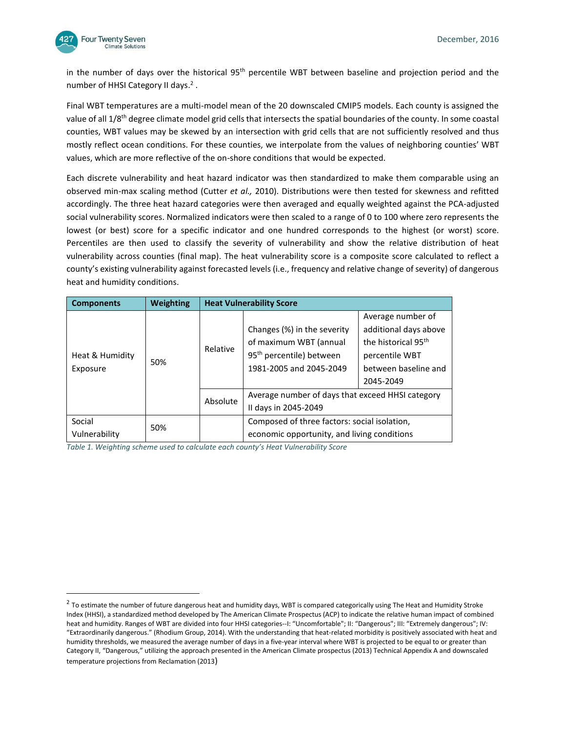in the number of days over the historical 95th percentile WBT between baseline and projection period and the number of HHSI Category II days.[2] .

Final WBT temperatures are a multi-model mean of the 20 downscaled CMIP5 models. Each county is assigned the value of all 1/8th degree climate model grid cells that intersects the spatial boundaries of the county. In some coastal counties, WBT values may be skewed by an intersection with grid cells that are not sufficiently resolved and thus mostly reflect ocean conditions. For these counties, we interpolate from the values of neighboring counties' WBT values, which are more reflective of the on-shore conditions that would be expected.

Each discrete vulnerability and heat hazard indicator was then standardized to make them comparable using an observed min-max scaling method (Cutter *et al.,* 2010). Distributions were then tested for skewness and refitted accordingly. The three heat hazard categories were then averaged and equally weighted against the PCA-adjusted social vulnerability scores. Normalized indicators were then scaled to a range of 0 to 100 where zero represents the lowest (or best) score for a specific indicator and one hundred corresponds to the highest (or worst) score. Percentiles are then used to classify the severity of vulnerability and show the relative distribution of heat vulnerability across counties (final map). The heat vulnerability score is a composite score calculated to reflect a county's existing vulnerability against forecasted levels (i.e., frequency and relative change of severity) of dangerous heat and humidity conditions.

| Components | Weighting | Heat Vulnerability Score | | |
|---|---|---|---|---|
| Heat & Humidity Exposure | 50% | Relative | Changes (%) in the severity of maximum WBT (annual 95th percentile) between 1981-2005 and 2045-2049 | Average number of additional days above the historical 95th percentile WBT between baseline and 2045-2049 |
| | | Absolute | Average number of days that exceed HHSI category II days in 2045-2049 | |
| Social Vulnerability | 50% | | Composed of three factors: social isolation, economic opportunity, and living conditions | |

*Table 1. Weighting scheme used to calculate each county's Heat Vulnerability Score*

---

[2] To estimate the number of future dangerous heat and humidity days, WBT is compared categorically using The Heat and Humidity Stroke Index (HHSI), a standardized method developed by The American Climate Prospectus (ACP) to indicate the relative human impact of combined heat and humidity. Ranges of WBT are divided into four HHSI categories--I: "Uncomfortable"; II: "Dangerous"; III: "Extremely dangerous"; IV: "Extraordinarily dangerous." (Rhodium Group, 2014). With the understanding that heat-related morbidity is positively associated with heat and humidity thresholds, we measured the average number of days in a five-year interval where WBT is projected to be equal to or greater than Category II, "Dangerous," utilizing the approach presented in the American Climate prospectus (2013) Technical Appendix A and downscaled temperature projections from Reclamation (2013)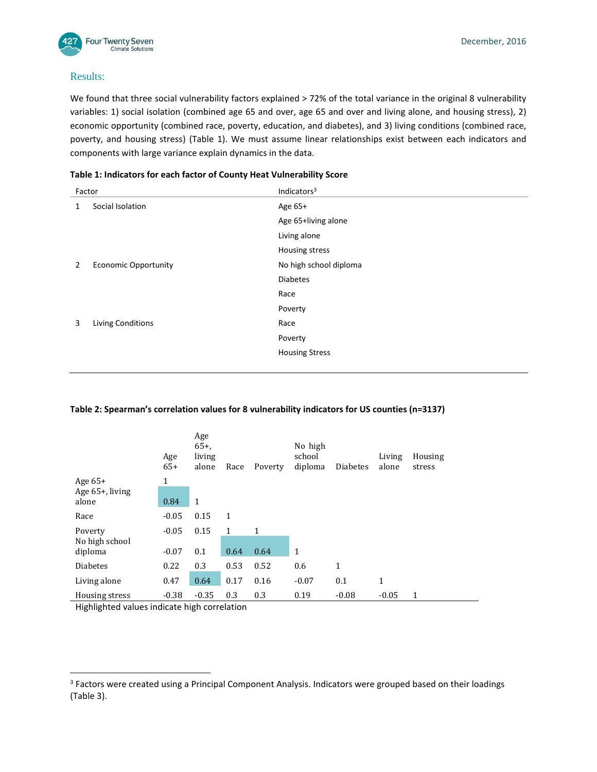## Results:

We found that three social vulnerability factors explained > 72% of the total variance in the original 8 vulnerability variables: 1) social isolation (combined age 65 and over, age 65 and over and living alone, and housing stress), 2) economic opportunity (combined race, poverty, education, and diabetes), and 3) living conditions (combined race, poverty, and housing stress) (Table 1). We must assume linear relationships exist between each indicators and components with large variance explain dynamics in the data.

**Table 1: Indicators for each factor of County Heat Vulnerability Score**

| Factor | | Indicators[3] |
|---|---|---|
| 1 | Social Isolation | Age 65+ |
| | | Age 65+living alone |
| | | Living alone |
| | | Housing stress |
| 2 | Economic Opportunity | No high school diploma |
| | | Diabetes |
| | | Race |
| | | Poverty |
| 3 | Living Conditions | Race |
| | | Poverty |
| | | Housing Stress |

**Table 2: Spearman's correlation values for 8 vulnerability indicators for US counties (n=3137)**

| | Age 65+ | Age 65+, living alone | Race | Poverty | No high school diploma | Diabetes | Living alone | Housing stress |
|---|---|---|---|---|---|---|---|---|
| Age 65+ | 1 | | | | | | | |
| Age 65+, living alone | 0.84 | 1 | | | | | | |
| Race | -0.05 | 0.15 | 1 | | | | | |
| Poverty | -0.05 | 0.15 | 1 | 1 | | | | |
| No high school diploma | -0.07 | 0.1 | 0.64 | 0.64 | 1 | | | |
| Diabetes | 0.22 | 0.3 | 0.53 | 0.52 | 0.6 | 1 | | |
| Living alone | 0.47 | 0.64 | 0.17 | 0.16 | -0.07 | 0.1 | 1 | |
| Housing stress | -0.38 | -0.35 | 0.3 | 0.3 | 0.19 | -0.08 | -0.05 | 1 |

Highlighted values indicate high correlation

[3] Factors were created using a Principal Component Analysis. Indicators were grouped based on their loadings (Table 3).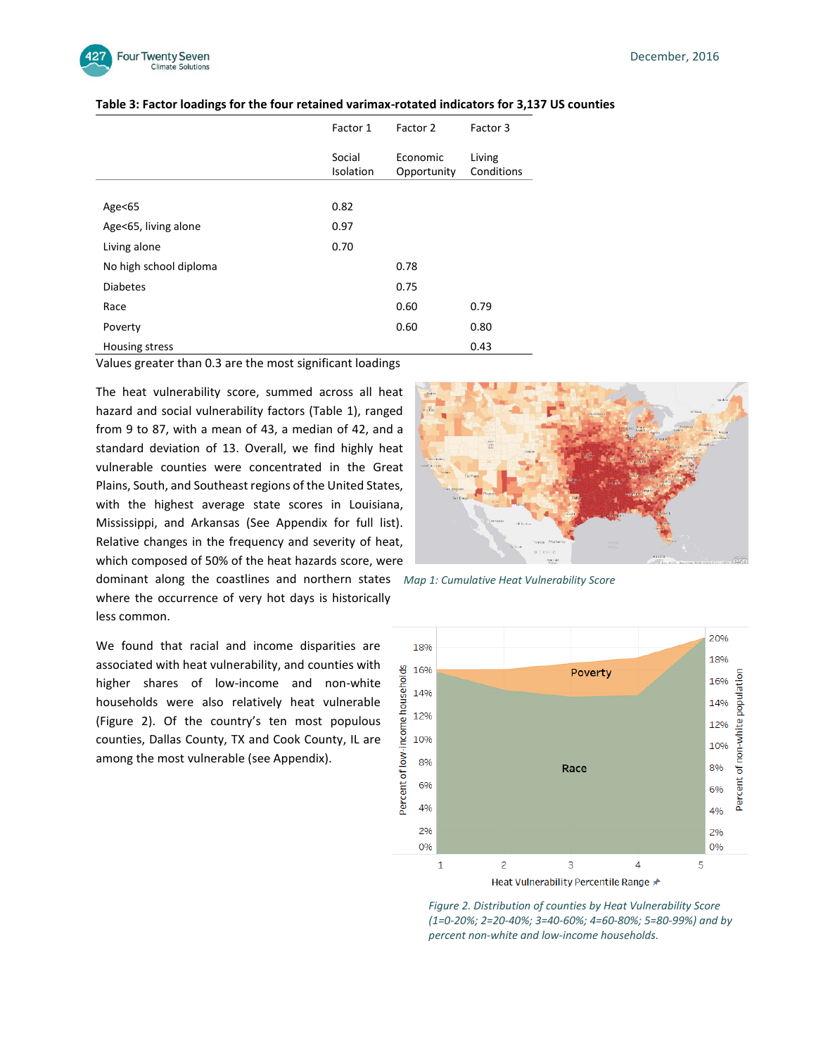**Table 3: Factor loadings for the four retained varimax-rotated indicators for 3,137 US counties**

| | Factor 1 | Factor 2 | Factor 3 |
|---|---|---|---|
| | Social Isolation | Economic Opportunity | Living Conditions |
| Age<65 | 0.82 | | |
| Age<65, living alone | 0.97 | | |
| Living alone | 0.70 | | |
| No high school diploma | | 0.78 | |
| Diabetes | | 0.75 | |
| Race | | 0.60 | 0.79 |
| Poverty | | 0.60 | 0.80 |
| Housing stress | | | 0.43 |

Values greater than 0.3 are the most significant loadings

The heat vulnerability score, summed across all heat hazard and social vulnerability factors (Table 1), ranged from 9 to 87, with a mean of 43, a median of 42, and a standard deviation of 13. Overall, we find highly heat vulnerable counties were concentrated in the Great Plains, South, and Southeast regions of the United States, with the highest average state scores in Louisiana, Mississippi, and Arkansas (See Appendix for full list). Relative changes in the frequency and severity of heat, which composed of 50% of the heat hazards score, were dominant along the coastlines and northern states where the occurrence of very hot days is historically less common.

*Map 1: Cumulative Heat Vulnerability Score*

We found that racial and income disparities are associated with heat vulnerability, and counties with higher shares of low-income and non-white households were also relatively heat vulnerable (Figure 2). Of the country's ten most populous counties, Dallas County, TX and Cook County, IL are among the most vulnerable (see Appendix).

*Figure 2. Distribution of counties by Heat Vulnerability Score (1=0-20%; 2=20-40%; 3=40-60%; 4=60-80%; 5=80-99%) and by percent non-white and low-income households.*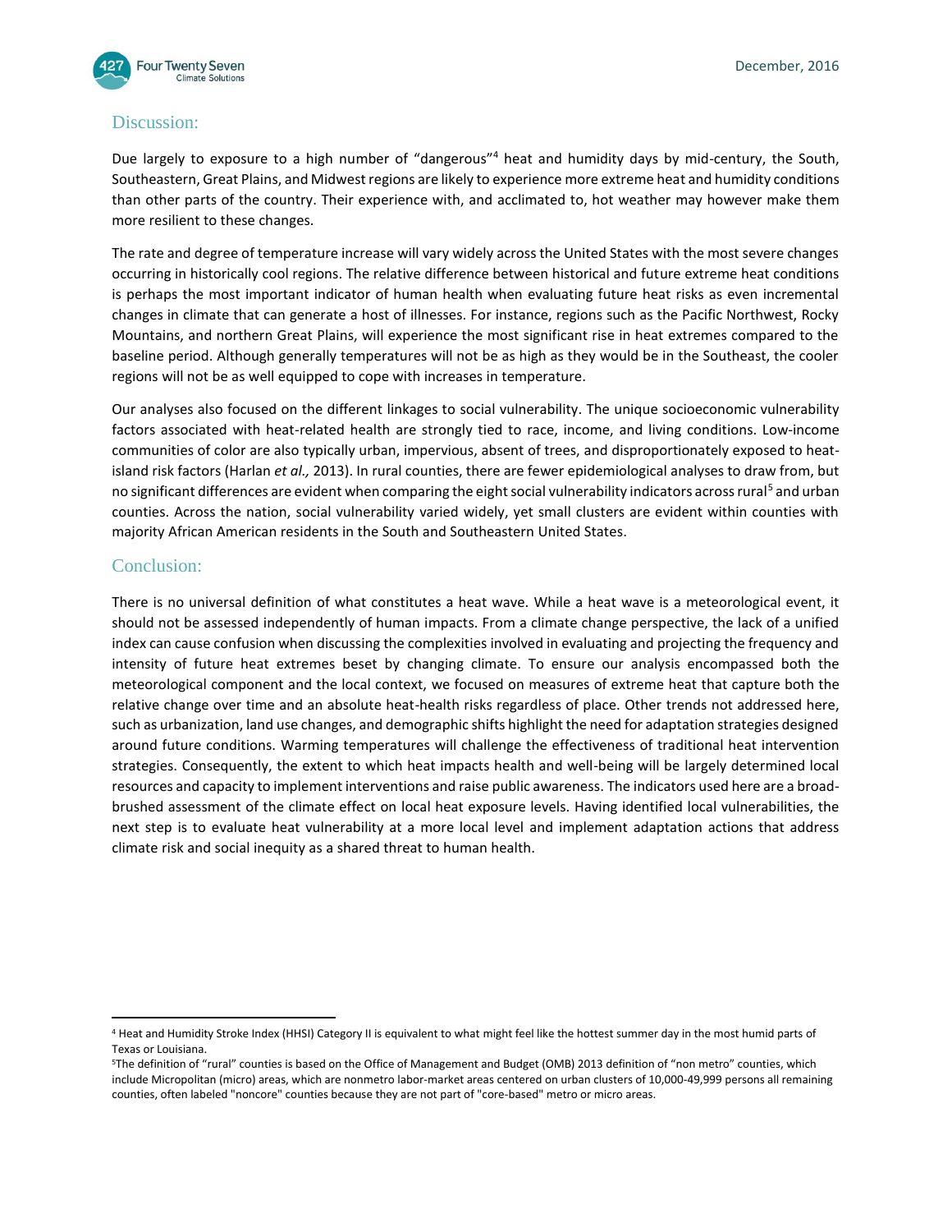## Discussion:

Due largely to exposure to a high number of "dangerous"[4] heat and humidity days by mid-century, the South, Southeastern, Great Plains, and Midwest regions are likely to experience more extreme heat and humidity conditions than other parts of the country. Their experience with, and acclimated to, hot weather may however make them more resilient to these changes.

The rate and degree of temperature increase will vary widely across the United States with the most severe changes occurring in historically cool regions. The relative difference between historical and future extreme heat conditions is perhaps the most important indicator of human health when evaluating future heat risks as even incremental changes in climate that can generate a host of illnesses. For instance, regions such as the Pacific Northwest, Rocky Mountains, and northern Great Plains, will experience the most significant rise in heat extremes compared to the baseline period. Although generally temperatures will not be as high as they would be in the Southeast, the cooler regions will not be as well equipped to cope with increases in temperature.

Our analyses also focused on the different linkages to social vulnerability. The unique socioeconomic vulnerability factors associated with heat-related health are strongly tied to race, income, and living conditions. Low-income communities of color are also typically urban, impervious, absent of trees, and disproportionately exposed to heat-island risk factors (Harlan *et al.,* 2013). In rural counties, there are fewer epidemiological analyses to draw from, but no significant differences are evident when comparing the eight social vulnerability indicators across rural[5] and urban counties. Across the nation, social vulnerability varied widely, yet small clusters are evident within counties with majority African American residents in the South and Southeastern United States.

## Conclusion:

There is no universal definition of what constitutes a heat wave. While a heat wave is a meteorological event, it should not be assessed independently of human impacts. From a climate change perspective, the lack of a unified index can cause confusion when discussing the complexities involved in evaluating and projecting the frequency and intensity of future heat extremes beset by changing climate. To ensure our analysis encompassed both the meteorological component and the local context, we focused on measures of extreme heat that capture both the relative change over time and an absolute heat-health risks regardless of place. Other trends not addressed here, such as urbanization, land use changes, and demographic shifts highlight the need for adaptation strategies designed around future conditions. Warming temperatures will challenge the effectiveness of traditional heat intervention strategies. Consequently, the extent to which heat impacts health and well-being will be largely determined local resources and capacity to implement interventions and raise public awareness. The indicators used here are a broad-brushed assessment of the climate effect on local heat exposure levels. Having identified local vulnerabilities, the next step is to evaluate heat vulnerability at a more local level and implement adaptation actions that address climate risk and social inequity as a shared threat to human health.

---

[4] Heat and Humidity Stroke Index (HHSI) Category II is equivalent to what might feel like the hottest summer day in the most humid parts of Texas or Louisiana.

[5] The definition of "rural" counties is based on the Office of Management and Budget (OMB) 2013 definition of "non metro" counties, which include Micropolitan (micro) areas, which are nonmetro labor-market areas centered on urban clusters of 10,000-49,999 persons all remaining counties, often labeled "noncore" counties because they are not part of "core-based" metro or micro areas.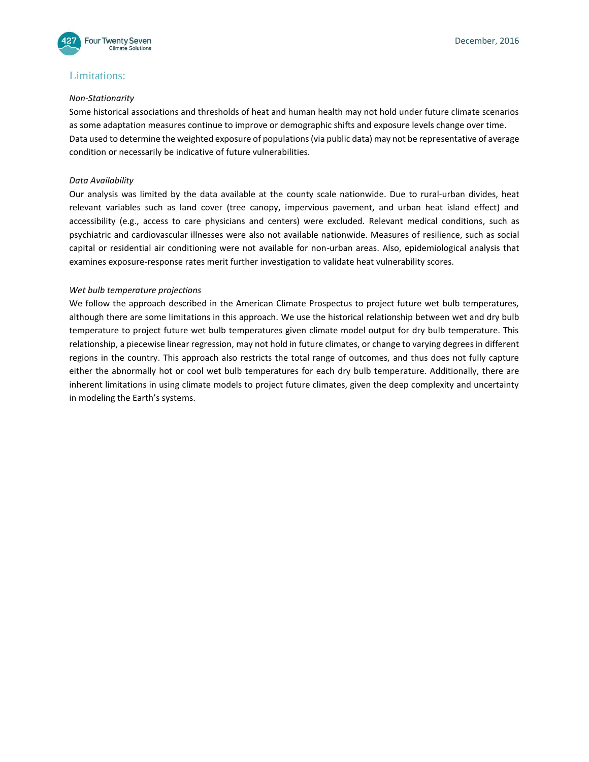## Limitations:

*Non-Stationarity*

Some historical associations and thresholds of heat and human health may not hold under future climate scenarios as some adaptation measures continue to improve or demographic shifts and exposure levels change over time. Data used to determine the weighted exposure of populations (via public data) may not be representative of average condition or necessarily be indicative of future vulnerabilities.

*Data Availability*

Our analysis was limited by the data available at the county scale nationwide. Due to rural-urban divides, heat relevant variables such as land cover (tree canopy, impervious pavement, and urban heat island effect) and accessibility (e.g., access to care physicians and centers) were excluded. Relevant medical conditions, such as psychiatric and cardiovascular illnesses were also not available nationwide. Measures of resilience, such as social capital or residential air conditioning were not available for non-urban areas. Also, epidemiological analysis that examines exposure-response rates merit further investigation to validate heat vulnerability scores.

*Wet bulb temperature projections*

We follow the approach described in the American Climate Prospectus to project future wet bulb temperatures, although there are some limitations in this approach. We use the historical relationship between wet and dry bulb temperature to project future wet bulb temperatures given climate model output for dry bulb temperature. This relationship, a piecewise linear regression, may not hold in future climates, or change to varying degrees in different regions in the country. This approach also restricts the total range of outcomes, and thus does not fully capture either the abnormally hot or cool wet bulb temperatures for each dry bulb temperature. Additionally, there are inherent limitations in using climate models to project future climates, given the deep complexity and uncertainty in modeling the Earth's systems.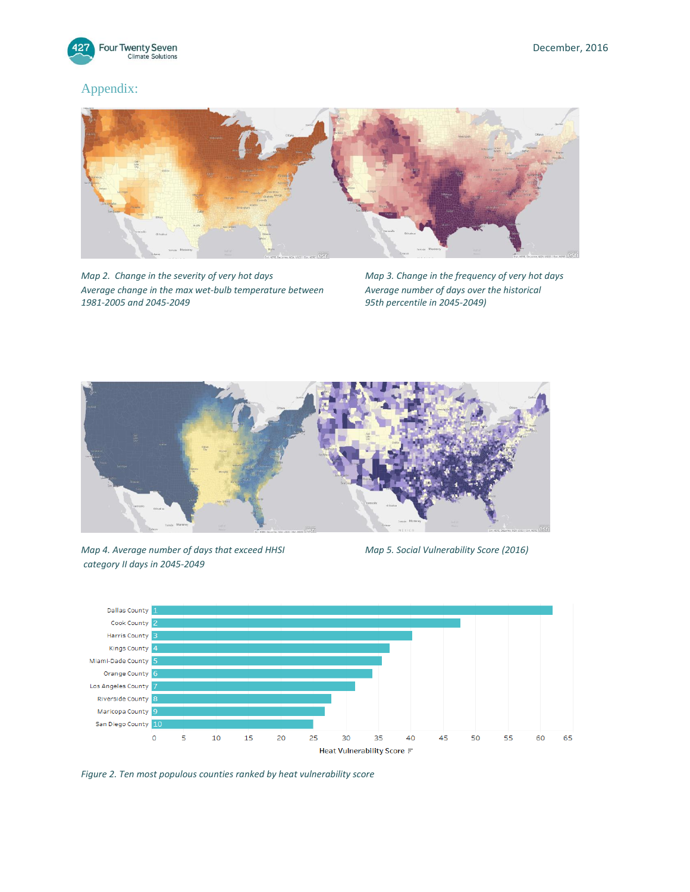## Appendix:

*Map 2. Change in the severity of very hot days*
*Average change in the max wet-bulb temperature between 1981-2005 and 2045-2049*

*Map 3. Change in the frequency of very hot days*
*Average number of days over the historical 95th percentile in 2045-2049)*

*Map 4. Average number of days that exceed HHSI category II days in 2045-2049*

*Map 5. Social Vulnerability Score (2016)*

*Figure 2. Ten most populous counties ranked by heat vulnerability score*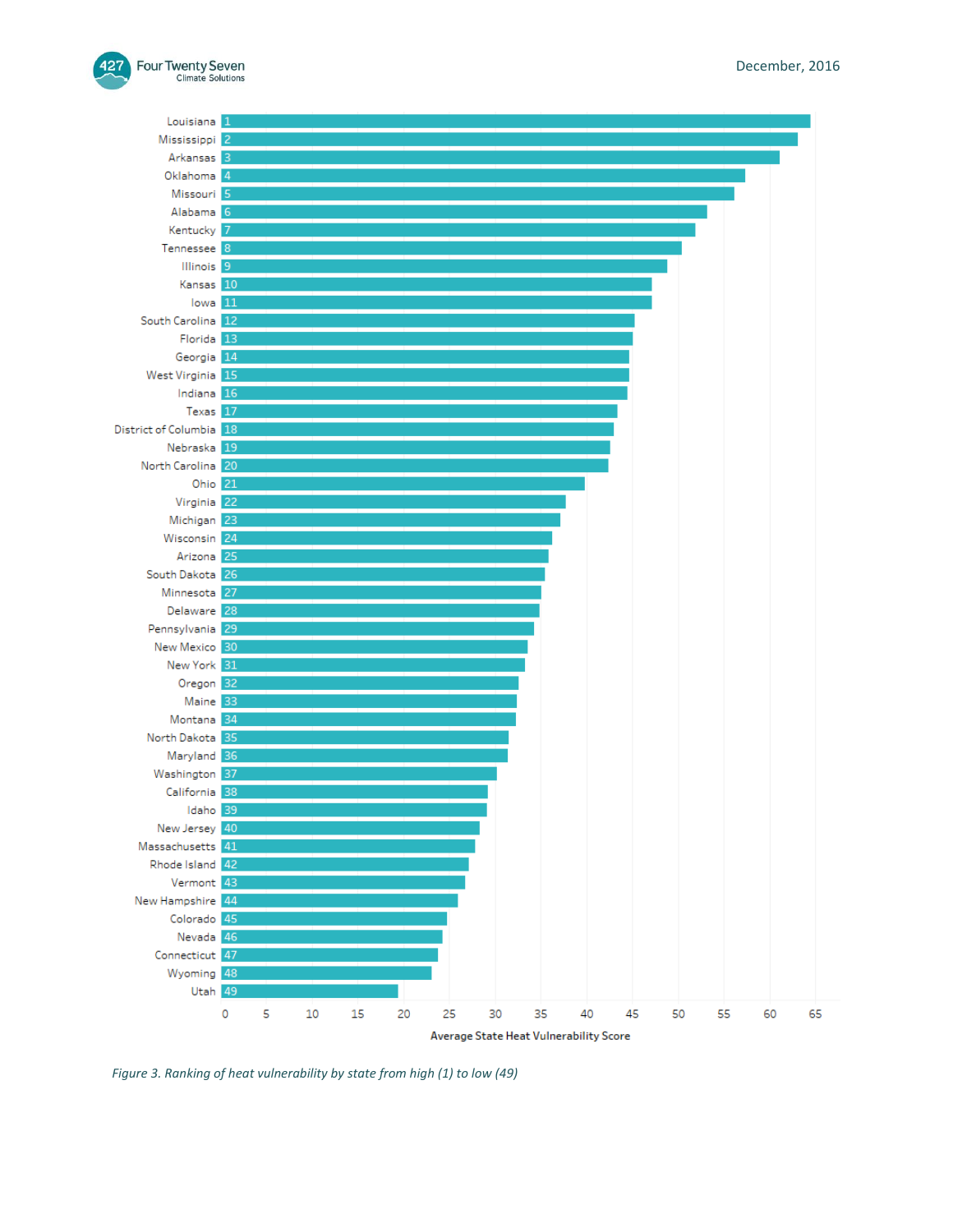| Rank | State |
|---|---|
| 1 | Louisiana |
| 2 | Mississippi |
| 3 | Arkansas |
| 4 | Oklahoma |
| 5 | Missouri |
| 6 | Alabama |
| 7 | Kentucky |
| 8 | Tennessee |
| 9 | Illinois |
| 10 | Kansas |
| 11 | Iowa |
| 12 | South Carolina |
| 13 | Florida |
| 14 | Georgia |
| 15 | West Virginia |
| 16 | Indiana |
| 17 | Texas |
| 18 | District of Columbia |
| 19 | Nebraska |
| 20 | North Carolina |
| 21 | Ohio |
| 22 | Virginia |
| 23 | Michigan |
| 24 | Wisconsin |
| 25 | Arizona |
| 26 | South Dakota |
| 27 | Minnesota |
| 28 | Delaware |
| 29 | Pennsylvania |
| 30 | New Mexico |
| 31 | New York |
| 32 | Oregon |
| 33 | Maine |
| 34 | Montana |
| 35 | North Dakota |
| 36 | Maryland |
| 37 | Washington |
| 38 | California |
| 39 | Idaho |
| 40 | New Jersey |
| 41 | Massachusetts |
| 42 | Rhode Island |
| 43 | Vermont |
| 44 | New Hampshire |
| 45 | Colorado |
| 46 | Nevada |
| 47 | Connecticut |
| 48 | Wyoming |
| 49 | Utah |

Average State Heat Vulnerability Score (axis: 0, 5, 10, 15, 20, 25, 30, 35, 40, 45, 50, 55, 60, 65)

*Figure 3. Ranking of heat vulnerability by state from high (1) to low (49)*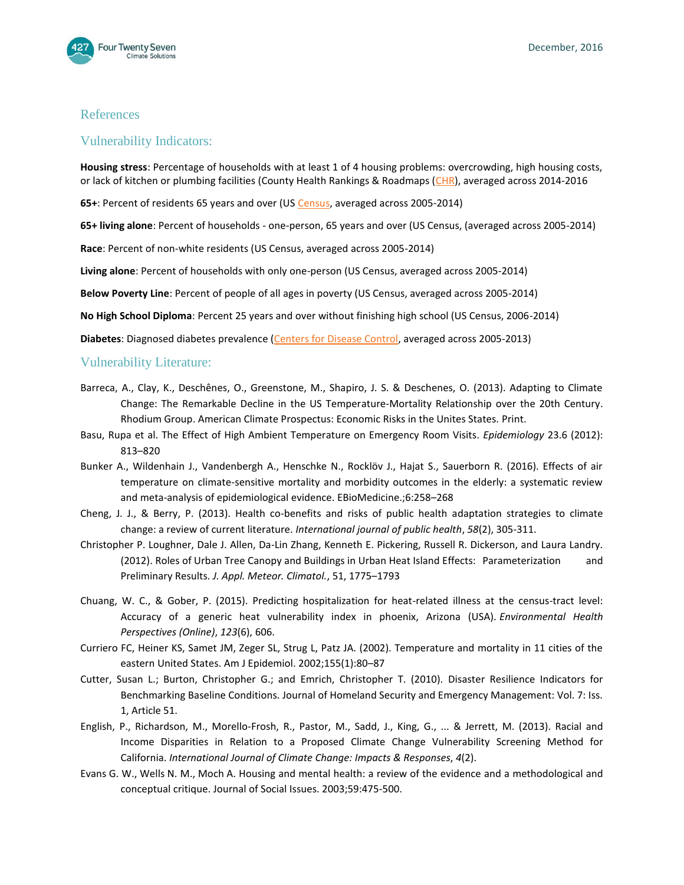## References

## Vulnerability Indicators:

**Housing stress**: Percentage of households with at least 1 of 4 housing problems: overcrowding, high housing costs, or lack of kitchen or plumbing facilities (County Health Rankings & Roadmaps (CHR), averaged across 2014-2016

**65+**: Percent of residents 65 years and over (US Census, averaged across 2005-2014)

**65+ living alone**: Percent of households - one-person, 65 years and over (US Census, (averaged across 2005-2014)

**Race**: Percent of non-white residents (US Census, averaged across 2005-2014)

**Living alone**: Percent of households with only one-person (US Census, averaged across 2005-2014)

**Below Poverty Line**: Percent of people of all ages in poverty (US Census, averaged across 2005-2014)

**No High School Diploma**: Percent 25 years and over without finishing high school (US Census, 2006-2014)

**Diabetes**: Diagnosed diabetes prevalence (Centers for Disease Control, averaged across 2005-2013)

## Vulnerability Literature:

Barreca, A., Clay, K., Deschênes, O., Greenstone, M., Shapiro, J. S. & Deschenes, O. (2013). Adapting to Climate Change: The Remarkable Decline in the US Temperature-Mortality Relationship over the 20th Century. Rhodium Group. American Climate Prospectus: Economic Risks in the Unites States. Print.

Basu, Rupa et al. The Effect of High Ambient Temperature on Emergency Room Visits. *Epidemiology* 23.6 (2012): 813–820

Bunker A., Wildenhain J., Vandenbergh A., Henschke N., Rocklöv J., Hajat S., Sauerborn R. (2016). Effects of air temperature on climate-sensitive mortality and morbidity outcomes in the elderly: a systematic review and meta-analysis of epidemiological evidence. EBioMedicine.;6:258–268

Cheng, J. J., & Berry, P. (2013). Health co-benefits and risks of public health adaptation strategies to climate change: a review of current literature. *International journal of public health*, *58*(2), 305-311.

Christopher P. Loughner, Dale J. Allen, Da-Lin Zhang, Kenneth E. Pickering, Russell R. Dickerson, and Laura Landry. (2012). Roles of Urban Tree Canopy and Buildings in Urban Heat Island Effects: Parameterization and Preliminary Results. *J. Appl. Meteor. Climatol.*, 51, 1775–1793

Chuang, W. C., & Gober, P. (2015). Predicting hospitalization for heat-related illness at the census-tract level: Accuracy of a generic heat vulnerability index in phoenix, Arizona (USA). *Environmental Health Perspectives (Online)*, *123*(6), 606.

Curriero FC, Heiner KS, Samet JM, Zeger SL, Strug L, Patz JA. (2002). Temperature and mortality in 11 cities of the eastern United States. Am J Epidemiol. 2002;155(1):80–87

Cutter, Susan L.; Burton, Christopher G.; and Emrich, Christopher T. (2010). Disaster Resilience Indicators for Benchmarking Baseline Conditions. Journal of Homeland Security and Emergency Management: Vol. 7: Iss. 1, Article 51.

English, P., Richardson, M., Morello-Frosh, R., Pastor, M., Sadd, J., King, G., ... & Jerrett, M. (2013). Racial and Income Disparities in Relation to a Proposed Climate Change Vulnerability Screening Method for California. *International Journal of Climate Change: Impacts & Responses*, *4*(2).

Evans G. W., Wells N. M., Moch A. Housing and mental health: a review of the evidence and a methodological and conceptual critique. Journal of Social Issues. 2003;59:475-500.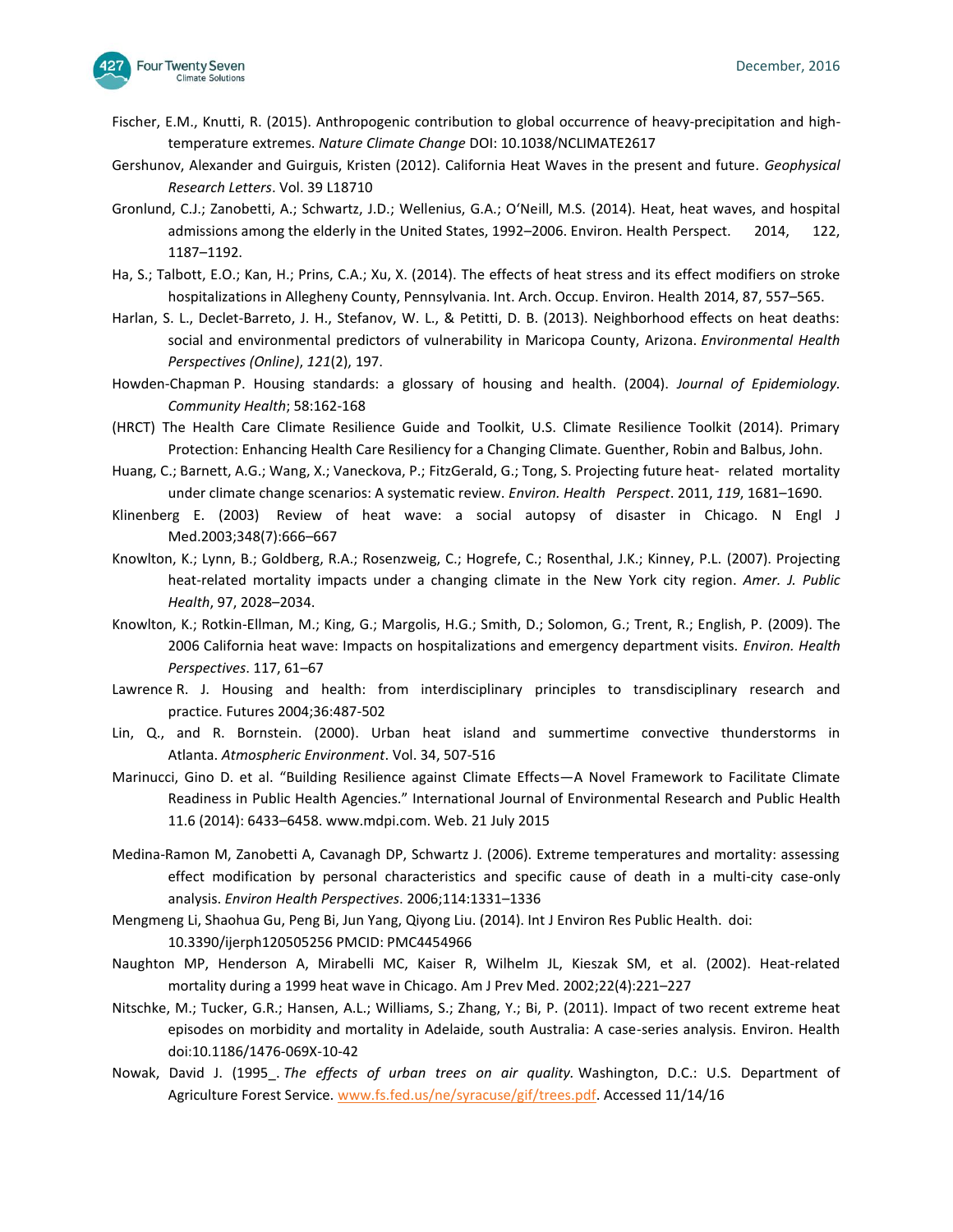Fischer, E.M., Knutti, R. (2015). Anthropogenic contribution to global occurrence of heavy-precipitation and high-temperature extremes. *Nature Climate Change* DOI: 10.1038/NCLIMATE2617

Gershunov, Alexander and Guirguis, Kristen (2012). California Heat Waves in the present and future. *Geophysical Research Letters*. Vol. 39 L18710

Gronlund, C.J.; Zanobetti, A.; Schwartz, J.D.; Wellenius, G.A.; O'Neill, M.S. (2014). Heat, heat waves, and hospital admissions among the elderly in the United States, 1992–2006. Environ. Health Perspect. 2014, 122, 1187–1192.

Ha, S.; Talbott, E.O.; Kan, H.; Prins, C.A.; Xu, X. (2014). The effects of heat stress and its effect modifiers on stroke hospitalizations in Allegheny County, Pennsylvania. Int. Arch. Occup. Environ. Health 2014, 87, 557–565.

Harlan, S. L., Declet-Barreto, J. H., Stefanov, W. L., & Petitti, D. B. (2013). Neighborhood effects on heat deaths: social and environmental predictors of vulnerability in Maricopa County, Arizona. *Environmental Health Perspectives (Online)*, *121*(2), 197.

Howden-Chapman P. Housing standards: a glossary of housing and health. (2004). *Journal of Epidemiology. Community Health*; 58:162-168

(HRCT) The Health Care Climate Resilience Guide and Toolkit, U.S. Climate Resilience Toolkit (2014). Primary Protection: Enhancing Health Care Resiliency for a Changing Climate. Guenther, Robin and Balbus, John.

Huang, C.; Barnett, A.G.; Wang, X.; Vaneckova, P.; FitzGerald, G.; Tong, S. Projecting future heat- related mortality under climate change scenarios: A systematic review. *Environ. Health Perspect*. 2011, *119*, 1681–1690.

Klinenberg E. (2003) Review of heat wave: a social autopsy of disaster in Chicago. N Engl J Med.2003;348(7):666–667

Knowlton, K.; Lynn, B.; Goldberg, R.A.; Rosenzweig, C.; Hogrefe, C.; Rosenthal, J.K.; Kinney, P.L. (2007). Projecting heat-related mortality impacts under a changing climate in the New York city region. *Amer. J. Public Health*, 97, 2028–2034.

Knowlton, K.; Rotkin-Ellman, M.; King, G.; Margolis, H.G.; Smith, D.; Solomon, G.; Trent, R.; English, P. (2009). The 2006 California heat wave: Impacts on hospitalizations and emergency department visits. *Environ. Health Perspectives*. 117, 61–67

Lawrence R. J. Housing and health: from interdisciplinary principles to transdisciplinary research and practice. Futures 2004;36:487-502

Lin, Q., and R. Bornstein. (2000). Urban heat island and summertime convective thunderstorms in Atlanta. *Atmospheric Environment*. Vol. 34, 507-516

Marinucci, Gino D. et al. "Building Resilience against Climate Effects—A Novel Framework to Facilitate Climate Readiness in Public Health Agencies." International Journal of Environmental Research and Public Health 11.6 (2014): 6433–6458. www.mdpi.com. Web. 21 July 2015

Medina-Ramon M, Zanobetti A, Cavanagh DP, Schwartz J. (2006). Extreme temperatures and mortality: assessing effect modification by personal characteristics and specific cause of death in a multi-city case-only analysis. *Environ Health Perspectives*. 2006;114:1331–1336

Mengmeng Li, Shaohua Gu, Peng Bi, Jun Yang, Qiyong Liu. (2014). Int J Environ Res Public Health. doi: 10.3390/ijerph120505256 PMCID: PMC4454966

Naughton MP, Henderson A, Mirabelli MC, Kaiser R, Wilhelm JL, Kieszak SM, et al. (2002). Heat-related mortality during a 1999 heat wave in Chicago. Am J Prev Med. 2002;22(4):221–227

Nitschke, M.; Tucker, G.R.; Hansen, A.L.; Williams, S.; Zhang, Y.; Bi, P. (2011). Impact of two recent extreme heat episodes on morbidity and mortality in Adelaide, south Australia: A case-series analysis. Environ. Health doi:10.1186/1476-069X-10-42

Nowak, David J. (1995_. *The effects of urban trees on air quality*. Washington, D.C.: U.S. Department of Agriculture Forest Service. www.fs.fed.us/ne/syracuse/gif/trees.pdf. Accessed 11/14/16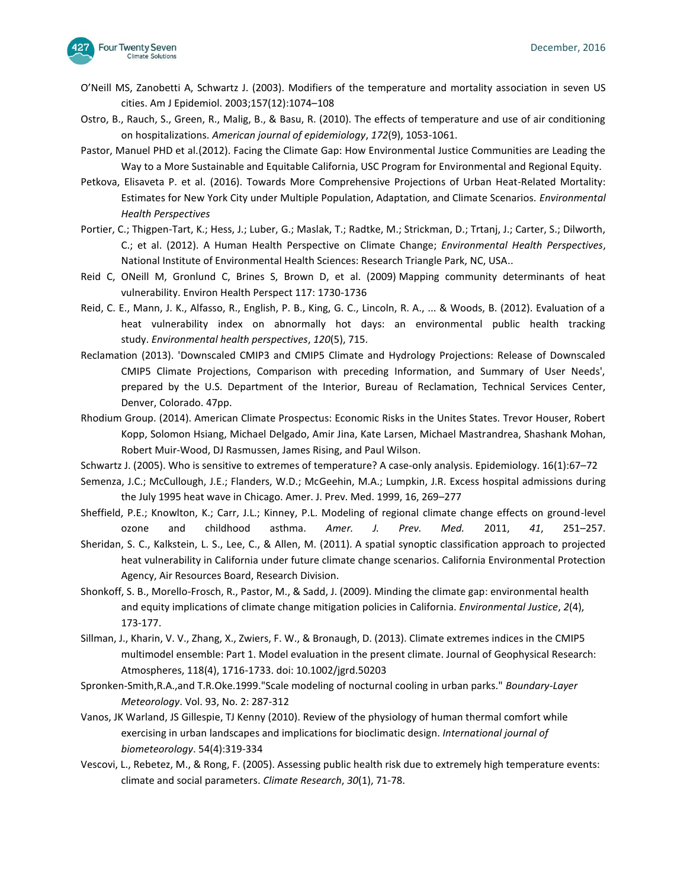O'Neill MS, Zanobetti A, Schwartz J. (2003). Modifiers of the temperature and mortality association in seven US cities. Am J Epidemiol. 2003;157(12):1074–108

Ostro, B., Rauch, S., Green, R., Malig, B., & Basu, R. (2010). The effects of temperature and use of air conditioning on hospitalizations. *American journal of epidemiology*, *172*(9), 1053-1061.

Pastor, Manuel PHD et al.(2012). Facing the Climate Gap: How Environmental Justice Communities are Leading the Way to a More Sustainable and Equitable California, USC Program for Environmental and Regional Equity.

Petkova, Elisaveta P. et al. (2016). Towards More Comprehensive Projections of Urban Heat-Related Mortality: Estimates for New York City under Multiple Population, Adaptation, and Climate Scenarios. *Environmental Health Perspectives*

Portier, C.; Thigpen-Tart, K.; Hess, J.; Luber, G.; Maslak, T.; Radtke, M.; Strickman, D.; Trtanj, J.; Carter, S.; Dilworth, C.; et al. (2012). A Human Health Perspective on Climate Change; *Environmental Health Perspectives*, National Institute of Environmental Health Sciences: Research Triangle Park, NC, USA..

Reid C, ONeill M, Gronlund C, Brines S, Brown D, et al. (2009) Mapping community determinants of heat vulnerability. Environ Health Perspect 117: 1730-1736

Reid, C. E., Mann, J. K., Alfasso, R., English, P. B., King, G. C., Lincoln, R. A., ... & Woods, B. (2012). Evaluation of a heat vulnerability index on abnormally hot days: an environmental public health tracking study. *Environmental health perspectives*, *120*(5), 715.

Reclamation (2013). 'Downscaled CMIP3 and CMIP5 Climate and Hydrology Projections: Release of Downscaled CMIP5 Climate Projections, Comparison with preceding Information, and Summary of User Needs', prepared by the U.S. Department of the Interior, Bureau of Reclamation, Technical Services Center, Denver, Colorado. 47pp.

Rhodium Group. (2014). American Climate Prospectus: Economic Risks in the Unites States. Trevor Houser, Robert Kopp, Solomon Hsiang, Michael Delgado, Amir Jina, Kate Larsen, Michael Mastrandrea, Shashank Mohan, Robert Muir-Wood, DJ Rasmussen, James Rising, and Paul Wilson.

Schwartz J. (2005). Who is sensitive to extremes of temperature? A case-only analysis. Epidemiology. 16(1):67–72

Semenza, J.C.; McCullough, J.E.; Flanders, W.D.; McGeehin, M.A.; Lumpkin, J.R. Excess hospital admissions during the July 1995 heat wave in Chicago. Amer. J. Prev. Med. 1999, 16, 269–277

Sheffield, P.E.; Knowlton, K.; Carr, J.L.; Kinney, P.L. Modeling of regional climate change effects on ground-level ozone and childhood asthma. *Amer. J. Prev. Med.* 2011, *41*, 251–257.

Sheridan, S. C., Kalkstein, L. S., Lee, C., & Allen, M. (2011). A spatial synoptic classification approach to projected heat vulnerability in California under future climate change scenarios. California Environmental Protection Agency, Air Resources Board, Research Division.

Shonkoff, S. B., Morello-Frosch, R., Pastor, M., & Sadd, J. (2009). Minding the climate gap: environmental health and equity implications of climate change mitigation policies in California. *Environmental Justice*, *2*(4), 173-177.

Sillman, J., Kharin, V. V., Zhang, X., Zwiers, F. W., & Bronaugh, D. (2013). Climate extremes indices in the CMIP5 multimodel ensemble: Part 1. Model evaluation in the present climate. Journal of Geophysical Research: Atmospheres, 118(4), 1716-1733. doi: 10.1002/jgrd.50203

Spronken-Smith,R.A.,and T.R.Oke.1999."Scale modeling of nocturnal cooling in urban parks." *Boundary-Layer Meteorology*. Vol. 93, No. 2: 287-312

Vanos, JK Warland, JS Gillespie, TJ Kenny (2010). Review of the physiology of human thermal comfort while exercising in urban landscapes and implications for bioclimatic design. *International journal of biometeorology*. 54(4):319-334

Vescovi, L., Rebetez, M., & Rong, F. (2005). Assessing public health risk due to extremely high temperature events: climate and social parameters. *Climate Research*, *30*(1), 71-78.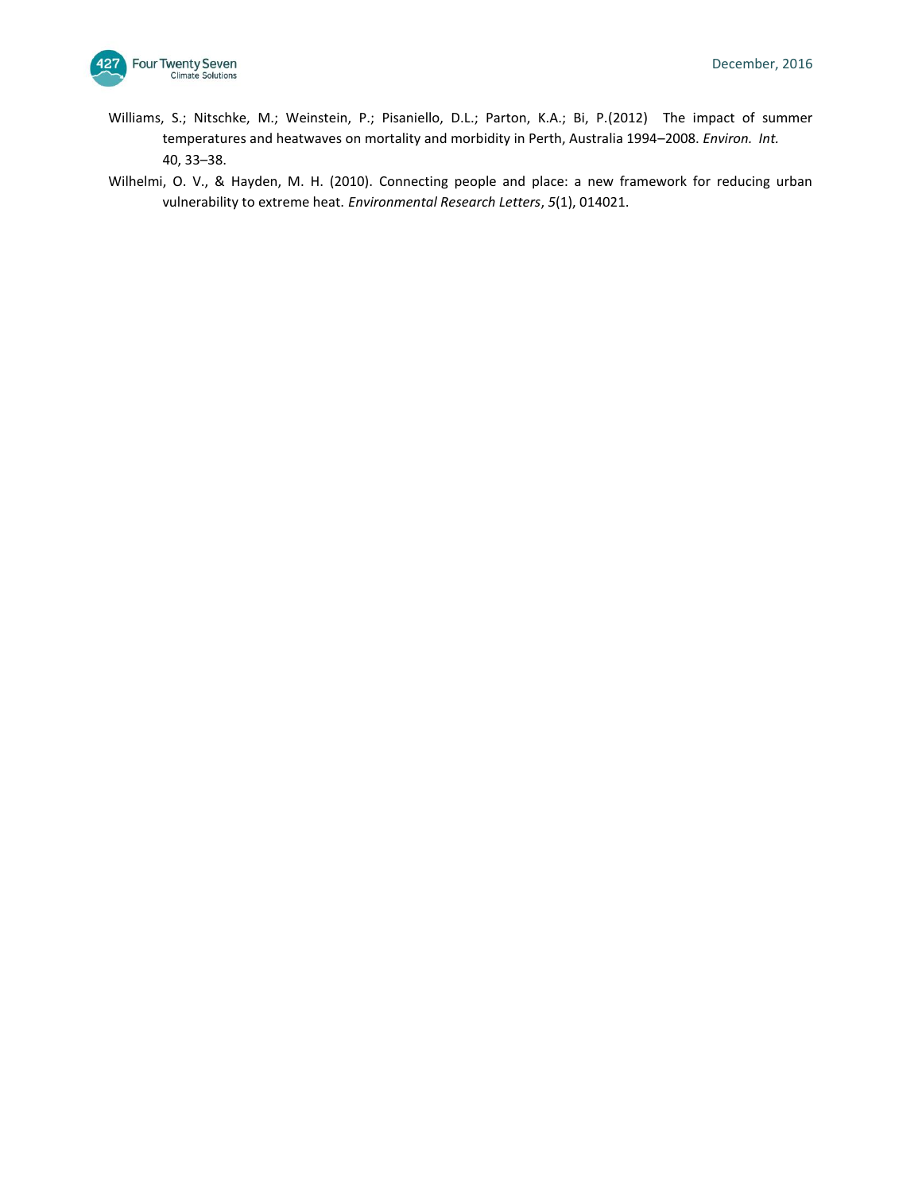Williams, S.; Nitschke, M.; Weinstein, P.; Pisaniello, D.L.; Parton, K.A.; Bi, P.(2012) The impact of summer temperatures and heatwaves on mortality and morbidity in Perth, Australia 1994–2008. *Environ. Int.* 40, 33–38.

Wilhelmi, O. V., & Hayden, M. H. (2010). Connecting people and place: a new framework for reducing urban vulnerability to extreme heat. *Environmental Research Letters*, *5*(1), 014021.